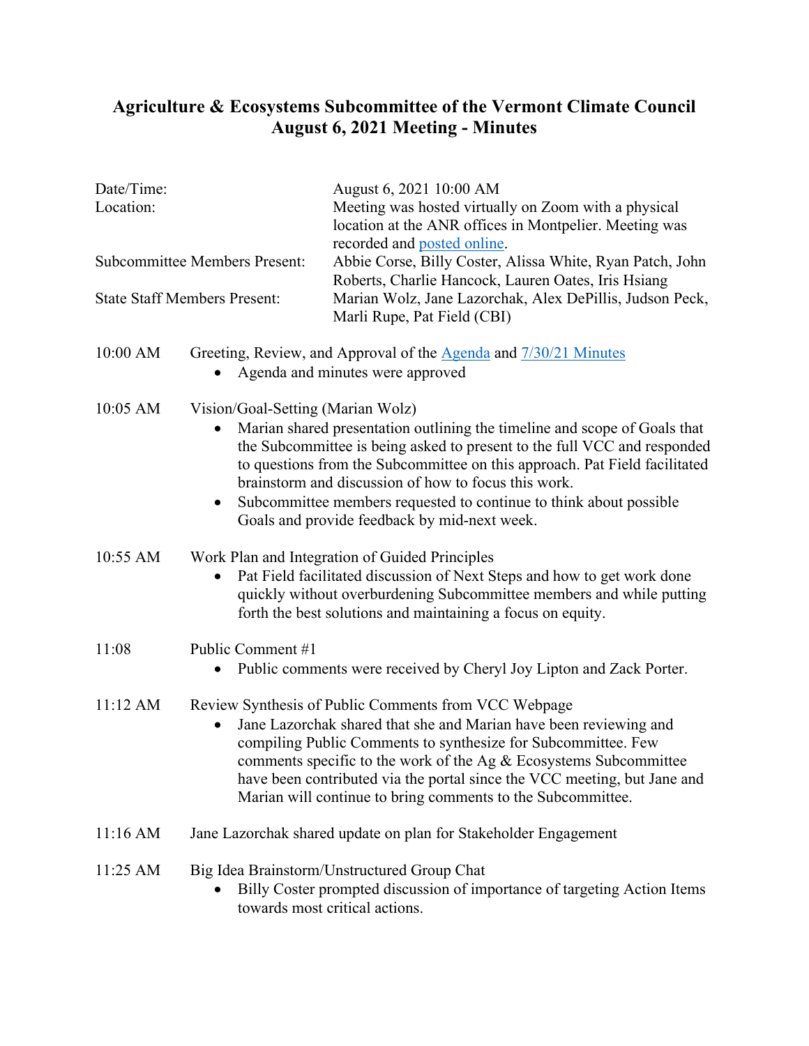# Agriculture & Ecosystems Subcommittee of the Vermont Climate Council
# August 6, 2021 Meeting - Minutes

| | |
|---|---|
| Date/Time: | August 6, 2021 10:00 AM |
| Location: | Meeting was hosted virtually on Zoom with a physical location at the ANR offices in Montpelier. Meeting was recorded and posted online. |
| Subcommittee Members Present: | Abbie Corse, Billy Coster, Alissa White, Ryan Patch, John Roberts, Charlie Hancock, Lauren Oates, Iris Hsiang |
| State Staff Members Present: | Marian Wolz, Jane Lazorchak, Alex DePillis, Judson Peck, Marli Rupe, Pat Field (CBI) |

**10:00 AM** Greeting, Review, and Approval of the Agenda and 7/30/21 Minutes

- Agenda and minutes were approved

**10:05 AM** Vision/Goal-Setting (Marian Wolz)

- Marian shared presentation outlining the timeline and scope of Goals that the Subcommittee is being asked to present to the full VCC and responded to questions from the Subcommittee on this approach. Pat Field facilitated brainstorm and discussion of how to focus this work.
- Subcommittee members requested to continue to think about possible Goals and provide feedback by mid-next week.

**10:55 AM** Work Plan and Integration of Guided Principles

- Pat Field facilitated discussion of Next Steps and how to get work done quickly without overburdening Subcommittee members and while putting forth the best solutions and maintaining a focus on equity.

**11:08** Public Comment #1

- Public comments were received by Cheryl Joy Lipton and Zack Porter.

**11:12 AM** Review Synthesis of Public Comments from VCC Webpage

- Jane Lazorchak shared that she and Marian have been reviewing and compiling Public Comments to synthesize for Subcommittee. Few comments specific to the work of the Ag & Ecosystems Subcommittee have been contributed via the portal since the VCC meeting, but Jane and Marian will continue to bring comments to the Subcommittee.

**11:16 AM** Jane Lazorchak shared update on plan for Stakeholder Engagement

**11:25 AM** Big Idea Brainstorm/Unstructured Group Chat

- Billy Coster prompted discussion of importance of targeting Action Items towards most critical actions.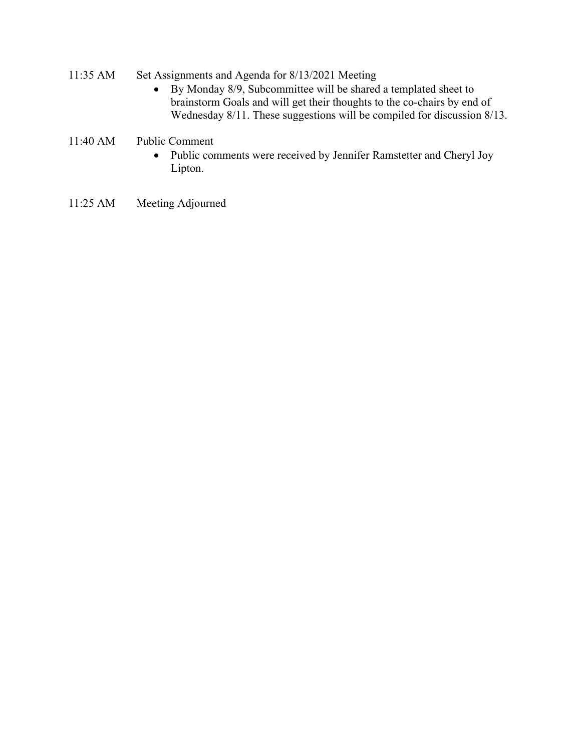11:35 AM Set Assignments and Agenda for 8/13/2021 Meeting

- By Monday 8/9, Subcommittee will be shared a templated sheet to brainstorm Goals and will get their thoughts to the co-chairs by end of Wednesday 8/11. These suggestions will be compiled for discussion 8/13.

11:40 AM Public Comment

- Public comments were received by Jennifer Ramstetter and Cheryl Joy Lipton.

11:25 AM Meeting Adjourned